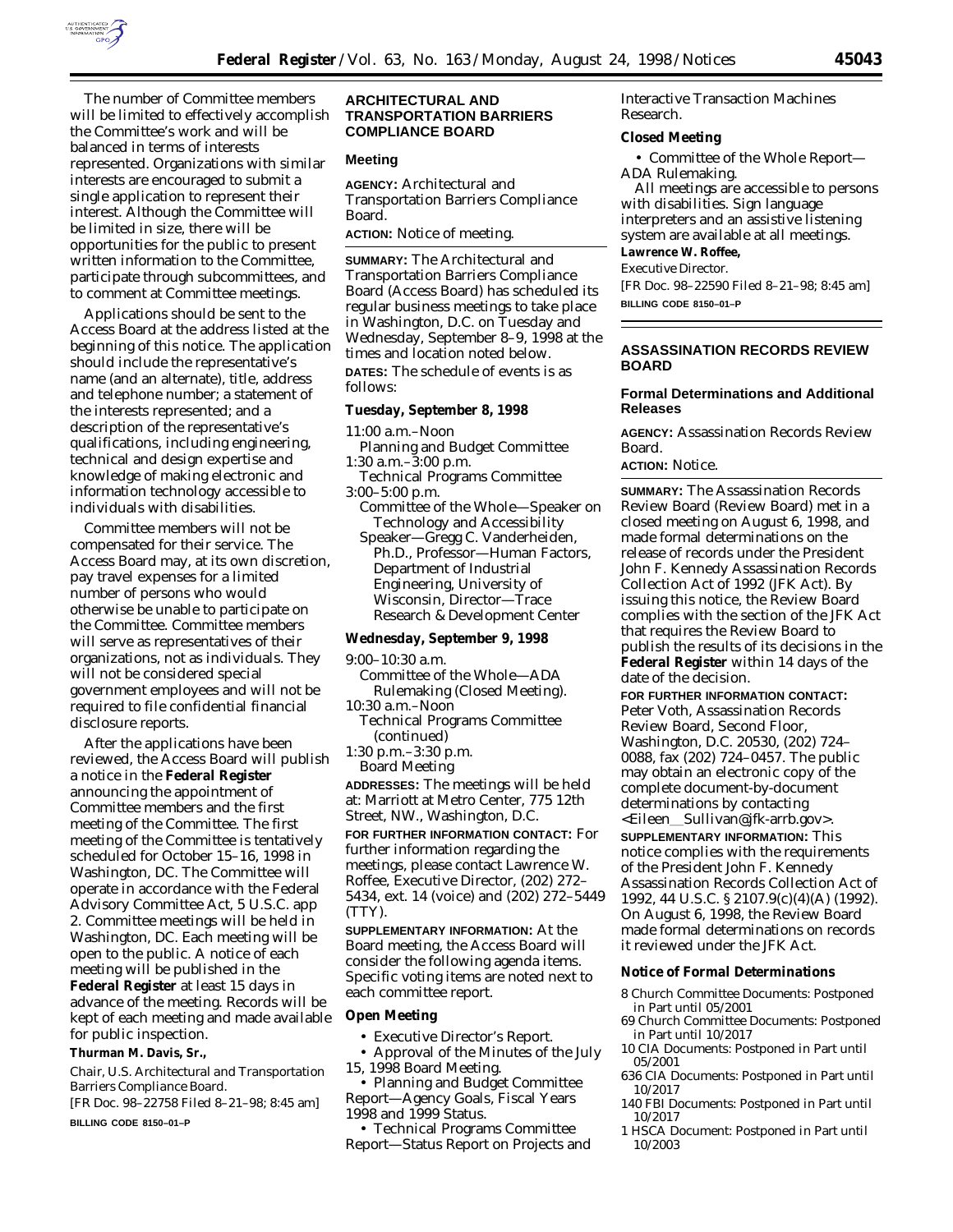The number of Committee members will be limited to effectively accomplish the Committee's work and will be balanced in terms of interests represented. Organizations with similar interests are encouraged to submit a single application to represent their interest. Although the Committee will be limited in size, there will be opportunities for the public to present written information to the Committee, participate through subcommittees, and to comment at Committee meetings.

Applications should be sent to the Access Board at the address listed at the beginning of this notice. The application should include the representative's name (and an alternate), title, address and telephone number; a statement of the interests represented; and a description of the representative's qualifications, including engineering, technical and design expertise and knowledge of making electronic and information technology accessible to individuals with disabilities.

Committee members will not be compensated for their service. The Access Board may, at its own discretion, pay travel expenses for a limited number of persons who would otherwise be unable to participate on the Committee. Committee members will serve as representatives of their organizations, not as individuals. They will not be considered special government employees and will not be required to file confidential financial disclosure reports.

After the applications have been reviewed, the Access Board will publish a notice in the **Federal Register** announcing the appointment of Committee members and the first meeting of the Committee. The first meeting of the Committee is tentatively scheduled for October 15–16, 1998 in Washington, DC. The Committee will operate in accordance with the Federal Advisory Committee Act, 5 U.S.C. app 2. Committee meetings will be held in Washington, DC. Each meeting will be open to the public. A notice of each meeting will be published in the **Federal Register** at least 15 days in advance of the meeting. Records will be kept of each meeting and made available for public inspection.

**Thurman M. Davis, Sr.,**

*Chair, U.S. Architectural and Transportation Barriers Compliance Board.*

[FR Doc. 98–22758 Filed 8–21–98; 8:45 am]

**BILLING CODE 8150–01–P**

## ARCHITECTURAL AND TRANSPORTATION BARRIERS COMPLIANCE BOARD

### Meeting

**AGENCY:** Architectural and Transportation Barriers Compliance Board.

**ACTION:** Notice of meeting.

**SUMMARY:** The Architectural and Transportation Barriers Compliance Board (Access Board) has scheduled its regular business meetings to take place in Washington, D.C. on Tuesday and Wednesday, September 8–9, 1998 at the times and location noted below.

**DATES:** The schedule of events is as follows:

### Tuesday, September 8, 1998

11:00 a.m.–Noon
Planning and Budget Committee

1:30 a.m.–3:00 p.m.
Technical Programs Committee

3:00–5:00 p.m.
Committee of the Whole—Speaker on Technology and Accessibility
Speaker—Gregg C. Vanderheiden, Ph.D., Professor—Human Factors, Department of Industrial Engineering, University of Wisconsin, Director—Trace Research & Development Center

### Wednesday, September 9, 1998

9:00–10:30 a.m.
Committee of the Whole—ADA Rulemaking (Closed Meeting).

10:30 a.m.–Noon
Technical Programs Committee (continued)

1:30 p.m.–3:30 p.m.
Board Meeting

**ADDRESSES:** The meetings will be held at: Marriott at Metro Center, 775 12th Street, NW., Washington, D.C.

**FOR FURTHER INFORMATION CONTACT:** For further information regarding the meetings, please contact Lawrence W. Roffee, Executive Director, (202) 272–5434, ext. 14 (voice) and (202) 272–5449 (TTY).

**SUPPLEMENTARY INFORMATION:** At the Board meeting, the Access Board will consider the following agenda items. Specific voting items are noted next to each committee report.

### Open Meeting

- Executive Director's Report.
- Approval of the Minutes of the July 15, 1998 Board Meeting.
- Planning and Budget Committee Report—Agency Goals, Fiscal Years 1998 and 1999 Status.
- Technical Programs Committee Report—Status Report on Projects and Interactive Transaction Machines Research.

### Closed Meeting

- Committee of the Whole Report—ADA Rulemaking.

All meetings are accessible to persons with disabilities. Sign language interpreters and an assistive listening system are available at all meetings.

**Lawrence W. Roffee,**

*Executive Director.*

[FR Doc. 98–22590 Filed 8–21–98; 8:45 am]

**BILLING CODE 8150–01–P**

## ASSASSINATION RECORDS REVIEW BOARD

### Formal Determinations and Additional Releases

**AGENCY:** Assassination Records Review Board.

**ACTION:** Notice.

**SUMMARY:** The Assassination Records Review Board (Review Board) met in a closed meeting on August 6, 1998, and made formal determinations on the release of records under the President John F. Kennedy Assassination Records Collection Act of 1992 (JFK Act). By issuing this notice, the Review Board complies with the section of the JFK Act that requires the Review Board to publish the results of its decisions in the **Federal Register** within 14 days of the date of the decision.

**FOR FURTHER INFORMATION CONTACT:** Peter Voth, Assassination Records Review Board, Second Floor, Washington, D.C. 20530, (202) 724–0088, fax (202) 724–0457. The public may obtain an electronic copy of the complete document-by-document determinations by contacting <Eileen__Sullivan@jfk-arrb.gov>.

**SUPPLEMENTARY INFORMATION:** This notice complies with the requirements of the President John F. Kennedy Assassination Records Collection Act of 1992, 44 U.S.C. § 2107.9(c)(4)(A) (1992). On August 6, 1998, the Review Board made formal determinations on records it reviewed under the JFK Act.

### Notice of Formal Determinations

8 Church Committee Documents: Postponed in Part until 05/2001

69 Church Committee Documents: Postponed in Part until 10/2017

10 CIA Documents: Postponed in Part until 05/2001

636 CIA Documents: Postponed in Part until 10/2017

140 FBI Documents: Postponed in Part until 10/2017

1 HSCA Document: Postponed in Part until 10/2003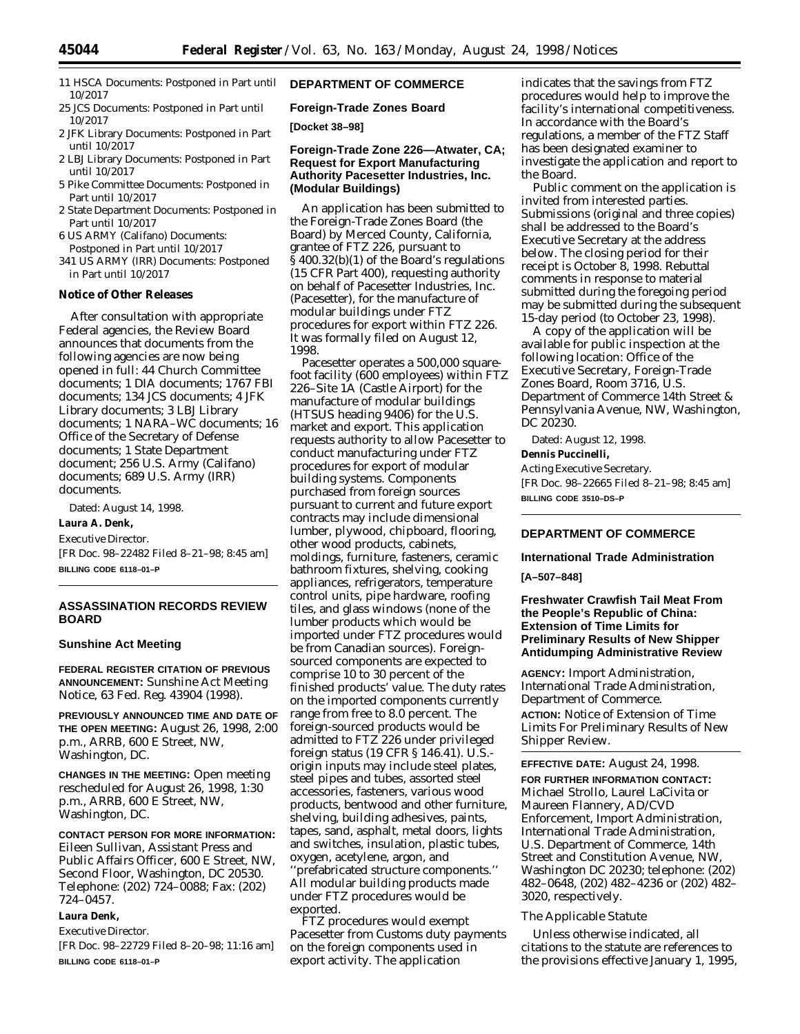11 HSCA Documents: Postponed in Part until 10/2017
25 JCS Documents: Postponed in Part until 10/2017
2 JFK Library Documents: Postponed in Part until 10/2017
2 LBJ Library Documents: Postponed in Part until 10/2017
5 Pike Committee Documents: Postponed in Part until 10/2017
2 State Department Documents: Postponed in Part until 10/2017
6 US ARMY (Califano) Documents: Postponed in Part until 10/2017
341 US ARMY (IRR) Documents: Postponed in Part until 10/2017

**Notice of Other Releases**

After consultation with appropriate Federal agencies, the Review Board announces that documents from the following agencies are now being opened in full: 44 Church Committee documents; 1 DIA documents; 1767 FBI documents; 134 JCS documents; 4 JFK Library documents; 3 LBJ Library documents; 1 NARA–WC documents; 16 Office of the Secretary of Defense documents; 1 State Department document; 256 U.S. Army (Califano) documents; 689 U.S. Army (IRR) documents.

Dated: August 14, 1998.

**Laura A. Denk,**

*Executive Director.*

[FR Doc. 98–22482 Filed 8–21–98; 8:45 am]

**BILLING CODE 6118–01–P**

---

## ASSASSINATION RECORDS REVIEW BOARD

### Sunshine Act Meeting

**FEDERAL REGISTER CITATION OF PREVIOUS ANNOUNCEMENT:** Sunshine Act Meeting Notice, 63 Fed. Reg. 43904 (1998).

**PREVIOUSLY ANNOUNCED TIME AND DATE OF THE OPEN MEETING:** August 26, 1998, 2:00 p.m., ARRB, 600 E Street, NW, Washington, DC.

**CHANGES IN THE MEETING:** Open meeting rescheduled for August 26, 1998, 1:30 p.m., ARRB, 600 E Street, NW, Washington, DC.

**CONTACT PERSON FOR MORE INFORMATION:** Eileen Sullivan, Assistant Press and Public Affairs Officer, 600 E Street, NW, Second Floor, Washington, DC 20530. Telephone: (202) 724–0088; Fax: (202) 724–0457.

**Laura Denk,**

*Executive Director.*

[FR Doc. 98–22729 Filed 8–20–98; 11:16 am]

**BILLING CODE 6118–01–P**

---

## DEPARTMENT OF COMMERCE

### Foreign-Trade Zones Board

**[Docket 38–98]**

### Foreign-Trade Zone 226—Atwater, CA; Request for Export Manufacturing Authority Pacesetter Industries, Inc. (Modular Buildings)

An application has been submitted to the Foreign-Trade Zones Board (the Board) by Merced County, California, grantee of FTZ 226, pursuant to § 400.32(b)(1) of the Board's regulations (15 CFR Part 400), requesting authority on behalf of Pacesetter Industries, Inc. (Pacesetter), for the manufacture of modular buildings under FTZ procedures for export within FTZ 226. It was formally filed on August 12, 1998.

Pacesetter operates a 500,000 square-foot facility (600 employees) within FTZ 226–Site 1A (Castle Airport) for the manufacture of modular buildings (HTSUS heading 9406) for the U.S. market and export. This application requests authority to allow Pacesetter to conduct manufacturing under FTZ procedures for export of modular building systems. Components purchased from foreign sources pursuant to current and future export contracts may include dimensional lumber, plywood, chipboard, flooring, other wood products, cabinets, moldings, furniture, fasteners, ceramic bathroom fixtures, shelving, cooking appliances, refrigerators, temperature control units, pipe hardware, roofing tiles, and glass windows (none of the lumber products which would be imported under FTZ procedures would be from Canadian sources). Foreign-sourced components are expected to comprise 10 to 30 percent of the finished products' value. The duty rates on the imported components currently range from free to 8.0 percent. The foreign-sourced products would be admitted to FTZ 226 under privileged foreign status (19 CFR § 146.41). U.S.-origin inputs may include steel plates, steel pipes and tubes, assorted steel accessories, fasteners, various wood products, bentwood and other furniture, shelving, building adhesives, paints, tapes, sand, asphalt, metal doors, lights and switches, insulation, plastic tubes, oxygen, acetylene, argon, and "prefabricated structure components." All modular building products made under FTZ procedures would be exported.

FTZ procedures would exempt Pacesetter from Customs duty payments on the foreign components used in export activity. The application indicates that the savings from FTZ procedures would help to improve the facility's international competitiveness. In accordance with the Board's regulations, a member of the FTZ Staff has been designated examiner to investigate the application and report to the Board.

Public comment on the application is invited from interested parties. Submissions (original and three copies) shall be addressed to the Board's Executive Secretary at the address below. The closing period for their receipt is October 8, 1998. Rebuttal comments in response to material submitted during the foregoing period may be submitted during the subsequent 15-day period (to October 23, 1998).

A copy of the application will be available for public inspection at the following location: Office of the Executive Secretary, Foreign-Trade Zones Board, Room 3716, U.S. Department of Commerce 14th Street & Pennsylvania Avenue, NW, Washington, DC 20230.

Dated: August 12, 1998.

**Dennis Puccinelli,**

*Acting Executive Secretary.*

[FR Doc. 98–22665 Filed 8–21–98; 8:45 am]

**BILLING CODE 3510–DS–P**

---

## DEPARTMENT OF COMMERCE

### International Trade Administration

**[A–507–848]**

### Freshwater Crawfish Tail Meat From the People's Republic of China: Extension of Time Limits for Preliminary Results of New Shipper Antidumping Administrative Review

**AGENCY:** Import Administration, International Trade Administration, Department of Commerce.

**ACTION:** Notice of Extension of Time Limits For Preliminary Results of New Shipper Review.

**EFFECTIVE DATE:** August 24, 1998.

**FOR FURTHER INFORMATION CONTACT:** Michael Strollo, Laurel LaCivita or Maureen Flannery, AD/CVD Enforcement, Import Administration, International Trade Administration, U.S. Department of Commerce, 14th Street and Constitution Avenue, NW, Washington DC 20230; telephone: (202) 482–0648, (202) 482–4236 or (202) 482–3020, respectively.

*The Applicable Statute*

Unless otherwise indicated, all citations to the statute are references to the provisions effective January 1, 1995,